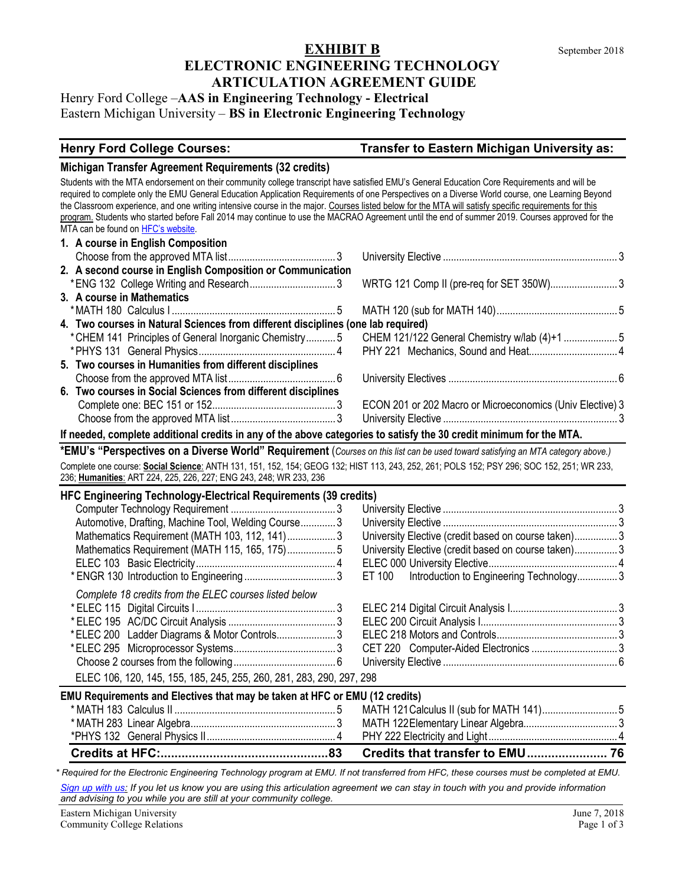# EXHIBIT B

## ELECTRONIC ENGINEERING TECHNOLOGY ARTICULATION AGREEMENT GUIDE

September 2018

Henry Ford College –**AAS in Engineering Technology - Electrical**
Eastern Michigan University – **BS in Electronic Engineering Technology**

| Henry Ford College Courses: | | Transfer to Eastern Michigan University as: | |
|---|---|---|---|
| **Michigan Transfer Agreement Requirements (32 credits)** | | | |

Students with the MTA endorsement on their community college transcript have satisfied EMU's General Education Core Requirements and will be required to complete only the EMU General Education Application Requirements of one Perspectives on a Diverse World course, one Learning Beyond the Classroom experience, and one writing intensive course in the major. Courses listed below for the MTA will satisfy specific requirements for this program. Students who started before Fall 2014 may continue to use the MACRAO Agreement until the end of summer 2019. Courses approved for the MTA can be found on HFC's website.

| Henry Ford College Courses | Credits | Transfer to Eastern Michigan University as | Credits |
|---|---|---|---|
| **1. A course in English Composition** | | | |
| Choose from the approved MTA list | 3 | University Elective | 3 |
| **2. A second course in English Composition or Communication** | | | |
| *ENG 132 College Writing and Research | 3 | WRTG 121 Comp II (pre-req for SET 350W) | 3 |
| **3. A course in Mathematics** | | | |
| *MATH 180 Calculus I | 5 | MATH 120 (sub for MATH 140) | 5 |
| **4. Two courses in Natural Sciences from different disciplines (one lab required)** | | | |
| *CHEM 141 Principles of General Inorganic Chemistry | 5 | CHEM 121/122 General Chemistry w/lab (4)+1 | 5 |
| *PHYS 131 General Physics | 4 | PHY 221 Mechanics, Sound and Heat | 4 |
| **5. Two courses in Humanities from different disciplines** | | | |
| Choose from the approved MTA list | 6 | University Electives | 6 |
| **6. Two courses in Social Sciences from different disciplines** | | | |
| Complete one: BEC 151 or 152 | 3 | ECON 201 or 202 Macro or Microeconomics (Univ Elective) | 3 |
| Choose from the approved MTA list | 3 | University Elective | 3 |

**If needed, complete additional credits in any of the above categories to satisfy the 30 credit minimum for the MTA.**

**\*EMU's "Perspectives on a Diverse World" Requirement** (*Courses on this list can be used toward satisfying an MTA category above.*)
Complete one course: **Social Science**: ANTH 131, 151, 152, 154; GEOG 132; HIST 113, 243, 252, 261; POLS 152; PSY 296; SOC 152, 251; WR 233, 236; **Humanities**: ART 224, 225, 226, 227; ENG 243, 248; WR 233, 236

| **HFC Engineering Technology-Electrical Requirements (39 credits)** | | | |
|---|---|---|---|
| Computer Technology Requirement | 3 | University Elective | 3 |
| Automotive, Drafting, Machine Tool, Welding Course | 3 | University Elective | 3 |
| Mathematics Requirement (MATH 103, 112, 141) | 3 | University Elective (credit based on course taken) | 3 |
| Mathematics Requirement (MATH 115, 165, 175) | 5 | University Elective (credit based on course taken) | 3 |
| ELEC 103 Basic Electricity | 4 | ELEC 000 University Elective | 4 |
| *ENGR 130 Introduction to Engineering | 3 | ET 100 Introduction to Engineering Technology | 3 |
| *Complete 18 credits from the ELEC courses listed below* | | | |
| *ELEC 115 Digital Circuits I | 3 | ELEC 214 Digital Circuit Analysis I | 3 |
| *ELEC 195 AC/DC Circuit Analysis | 3 | ELEC 200 Circuit Analysis I | 3 |
| *ELEC 200 Ladder Diagrams & Motor Controls | 3 | ELEC 218 Motors and Controls | 3 |
| *ELEC 295 Microprocessor Systems | 3 | CET 220 Computer-Aided Electronics | 3 |
| Choose 2 courses from the following | 6 | University Elective | 6 |
| ELEC 106, 120, 145, 155, 185, 245, 255, 260, 281, 283, 290, 297, 298 | | | |
| **EMU Requirements and Electives that may be taken at HFC or EMU (12 credits)** | | | |
| *MATH 183 Calculus II | 5 | MATH 121 Calculus II (sub for MATH 141) | 5 |
| *MATH 283 Linear Algebra | 3 | MATH 122 Elementary Linear Algebra | 3 |
| *PHYS 132 General Physics II | 4 | PHY 222 Electricity and Light | 4 |
| **Credits at HFC:** | **83** | **Credits that transfer to EMU** | **76** |

*\* Required for the Electronic Engineering Technology program at EMU. If not transferred from HFC, these courses must be completed at EMU.*

*Sign up with us: If you let us know you are using this articulation agreement we can stay in touch with you and provide information and advising to you while you are still at your community college.*

Eastern Michigan University
Community College Relations

June 7, 2018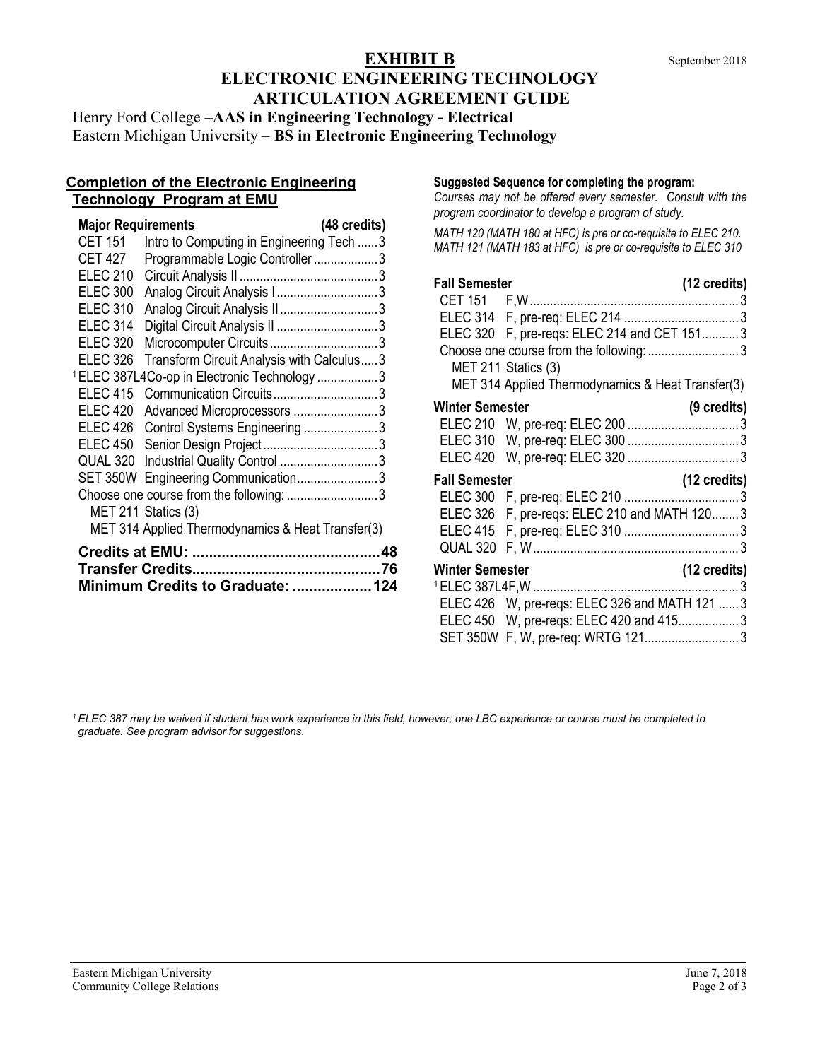# EXHIBIT B

September 2018

# ELECTRONIC ENGINEERING TECHNOLOGY ARTICULATION AGREEMENT GUIDE

Henry Ford College –**AAS in Engineering Technology - Electrical**
Eastern Michigan University – **BS in Electronic Engineering Technology**

## Completion of the Electronic Engineering Technology Program at EMU

| **Major Requirements** | | **(48 credits)** |
| --- | --- | --- |
| CET 151 | Intro to Computing in Engineering Tech | 3 |
| CET 427 | Programmable Logic Controller | 3 |
| ELEC 210 | Circuit Analysis II | 3 |
| ELEC 300 | Analog Circuit Analysis I | 3 |
| ELEC 310 | Analog Circuit Analysis II | 3 |
| ELEC 314 | Digital Circuit Analysis II | 3 |
| ELEC 320 | Microcomputer Circuits | 3 |
| ELEC 326 | Transform Circuit Analysis with Calculus | 3 |
| [1]ELEC 387L4 | Co-op in Electronic Technology | 3 |
| ELEC 415 | Communication Circuits | 3 |
| ELEC 420 | Advanced Microprocessors | 3 |
| ELEC 426 | Control Systems Engineering | 3 |
| ELEC 450 | Senior Design Project | 3 |
| QUAL 320 | Industrial Quality Control | 3 |
| SET 350W | Engineering Communication | 3 |
| Choose one course from the following: | | 3 |
| MET 211 Statics (3) | | |
| MET 314 Applied Thermodynamics & Heat Transfer(3) | | |

**Credits at EMU: ............................................48**
**Transfer Credits............................................76**
**Minimum Credits to Graduate: ...................124**

**Suggested Sequence for completing the program:**

*Courses may not be offered every semester. Consult with the program coordinator to develop a program of study.*

*MATH 120 (MATH 180 at HFC) is pre or co-requisite to ELEC 210. MATH 121 (MATH 183 at HFC) is pre or co-requisite to ELEC 310*

| **Fall Semester** | | **(12 credits)** |
| --- | --- | --- |
| CET 151 | F,W | 3 |
| ELEC 314 | F, pre-req: ELEC 214 | 3 |
| ELEC 320 | F, pre-reqs: ELEC 214 and CET 151 | 3 |
| Choose one course from the following: | | 3 |
| MET 211 Statics (3) | | |
| MET 314 Applied Thermodynamics & Heat Transfer(3) | | |
| **Winter Semester** | | **(9 credits)** |
| ELEC 210 | W, pre-req: ELEC 200 | 3 |
| ELEC 310 | W, pre-req: ELEC 300 | 3 |
| ELEC 420 | W, pre-req: ELEC 320 | 3 |
| **Fall Semester** | | **(12 credits)** |
| ELEC 300 | F, pre-req: ELEC 210 | 3 |
| ELEC 326 | F, pre-reqs: ELEC 210 and MATH 120 | 3 |
| ELEC 415 | F, pre-req: ELEC 310 | 3 |
| QUAL 320 | F, W | 3 |
| **Winter Semester** | | **(12 credits)** |
| [1]ELEC 387L4 | F,W | 3 |
| ELEC 426 | W, pre-reqs: ELEC 326 and MATH 121 | 3 |
| ELEC 450 | W, pre-reqs: ELEC 420 and 415 | 3 |
| SET 350W | F, W, pre-req: WRTG 121 | 3 |

*[1] ELEC 387 may be waived if student has work experience in this field, however, one LBC experience or course must be completed to graduate. See program advisor for suggestions.*

Eastern Michigan University
Community College Relations

June 7, 2018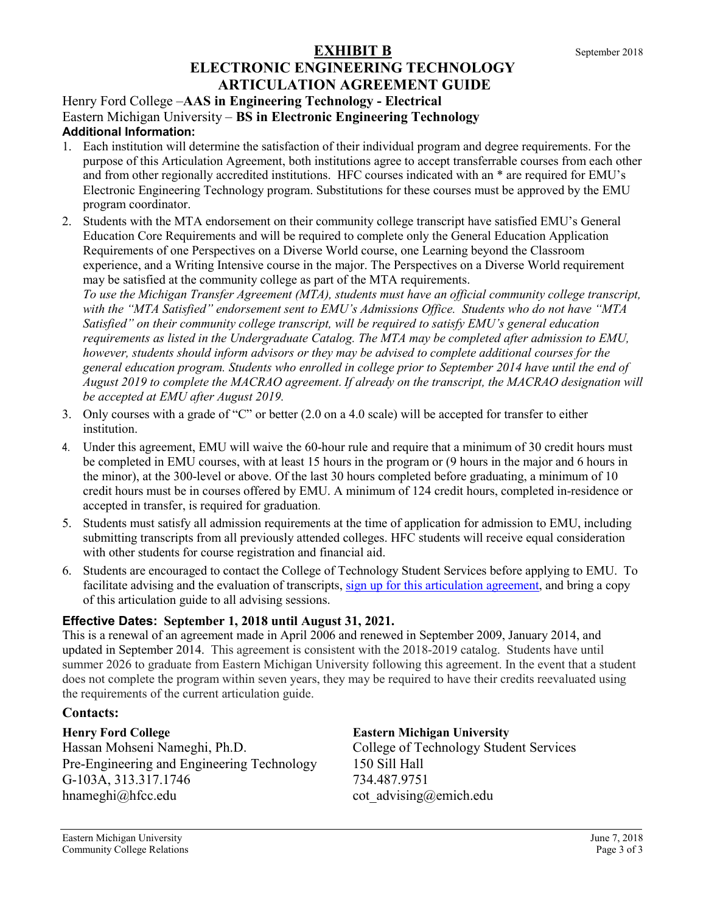# EXHIBIT B

September 2018

## ELECTRONIC ENGINEERING TECHNOLOGY ARTICULATION AGREEMENT GUIDE

Henry Ford College –**AAS in Engineering Technology - Electrical**
Eastern Michigan University – **BS in Electronic Engineering Technology**

**Additional Information:**

1. Each institution will determine the satisfaction of their individual program and degree requirements. For the purpose of this Articulation Agreement, both institutions agree to accept transferrable courses from each other and from other regionally accredited institutions. HFC courses indicated with an * are required for EMU's Electronic Engineering Technology program. Substitutions for these courses must be approved by the EMU program coordinator.
2. Students with the MTA endorsement on their community college transcript have satisfied EMU's General Education Core Requirements and will be required to complete only the General Education Application Requirements of one Perspectives on a Diverse World course, one Learning beyond the Classroom experience, and a Writing Intensive course in the major. The Perspectives on a Diverse World requirement may be satisfied at the community college as part of the MTA requirements.
   *To use the Michigan Transfer Agreement (MTA), students must have an official community college transcript, with the "MTA Satisfied" endorsement sent to EMU's Admissions Office. Students who do not have "MTA Satisfied" on their community college transcript, will be required to satisfy EMU's general education requirements as listed in the Undergraduate Catalog. The MTA may be completed after admission to EMU, however, students should inform advisors or they may be advised to complete additional courses for the general education program. Students who enrolled in college prior to September 2014 have until the end of August 2019 to complete the MACRAO agreement. If already on the transcript, the MACRAO designation will be accepted at EMU after August 2019.*
3. Only courses with a grade of "C" or better (2.0 on a 4.0 scale) will be accepted for transfer to either institution.
4. Under this agreement, EMU will waive the 60-hour rule and require that a minimum of 30 credit hours must be completed in EMU courses, with at least 15 hours in the program or (9 hours in the major and 6 hours in the minor), at the 300-level or above. Of the last 30 hours completed before graduating, a minimum of 10 credit hours must be in courses offered by EMU. A minimum of 124 credit hours, completed in-residence or accepted in transfer, is required for graduation.
5. Students must satisfy all admission requirements at the time of application for admission to EMU, including submitting transcripts from all previously attended colleges. HFC students will receive equal consideration with other students for course registration and financial aid.
6. Students are encouraged to contact the College of Technology Student Services before applying to EMU. To facilitate advising and the evaluation of transcripts, sign up for this articulation agreement, and bring a copy of this articulation guide to all advising sessions.

**Effective Dates: September 1, 2018 until August 31, 2021.**

This is a renewal of an agreement made in April 2006 and renewed in September 2009, January 2014, and updated in September 2014. This agreement is consistent with the 2018-2019 catalog. Students have until summer 2026 to graduate from Eastern Michigan University following this agreement. In the event that a student does not complete the program within seven years, they may be required to have their credits reevaluated using the requirements of the current articulation guide.

**Contacts:**

**Henry Ford College**
Hassan Mohseni Nameghi, Ph.D.
Pre-Engineering and Engineering Technology
G-103A, 313.317.1746
hnameghi@hfcc.edu

**Eastern Michigan University**
College of Technology Student Services
150 Sill Hall
734.487.9751
cot_advising@emich.edu

Eastern Michigan University
Community College Relations

June 7, 2018